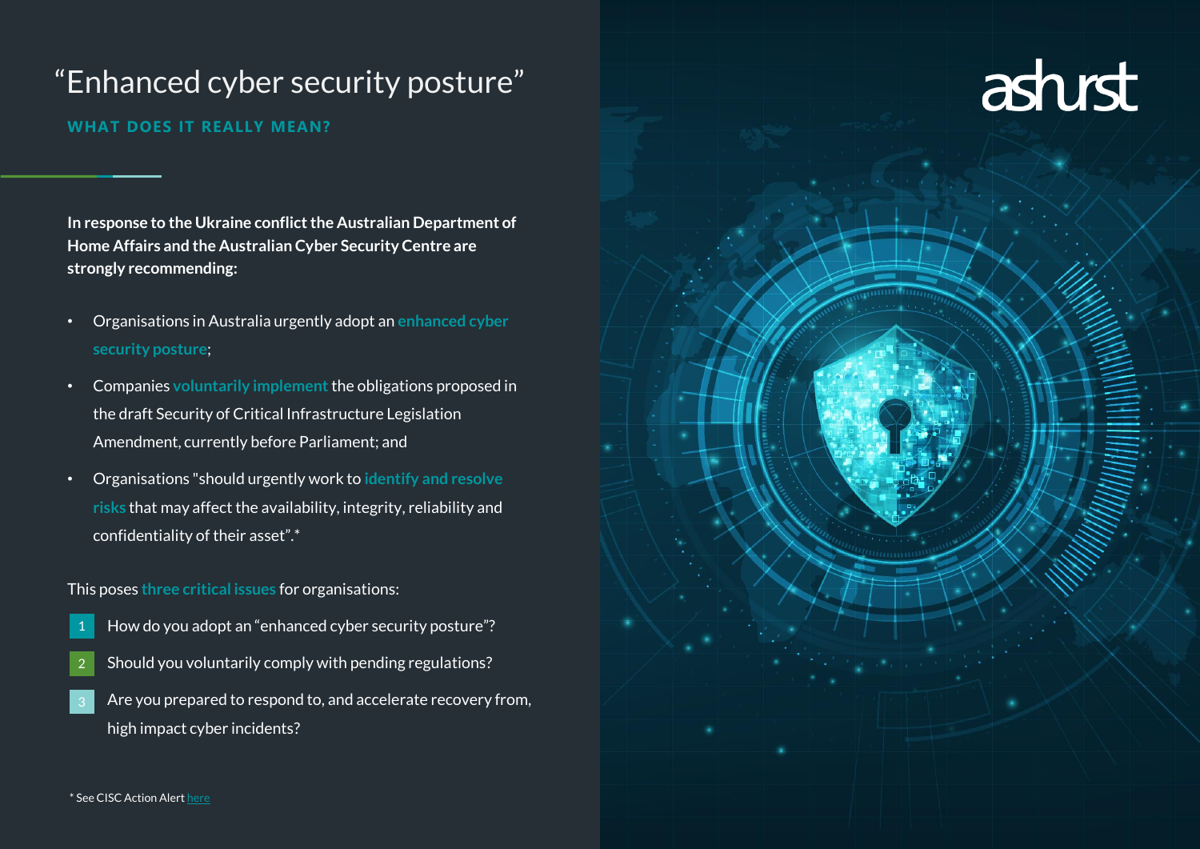# "Enhanced cyber security posture"

## WHAT DOES IT REALLY MEAN?

**In response to the Ukraine conflict the Australian Department of Home Affairs and the Australian Cyber Security Centre are strongly recommending:**

- Organisations in Australia urgently adopt an enhanced cyber security posture;
- Companies voluntarily implement the obligations proposed in the draft Security of Critical Infrastructure Legislation Amendment, currently before Parliament; and
- Organisations "should urgently work to identify and resolve risks that may affect the availability, integrity, reliability and confidentiality of their asset".*

This poses three critical issues for organisations:

1. How do you adopt an "enhanced cyber security posture"?
2. Should you voluntarily comply with pending regulations?
3. Are you prepared to respond to, and accelerate recovery from, high impact cyber incidents?

\* See CISC Action Alert here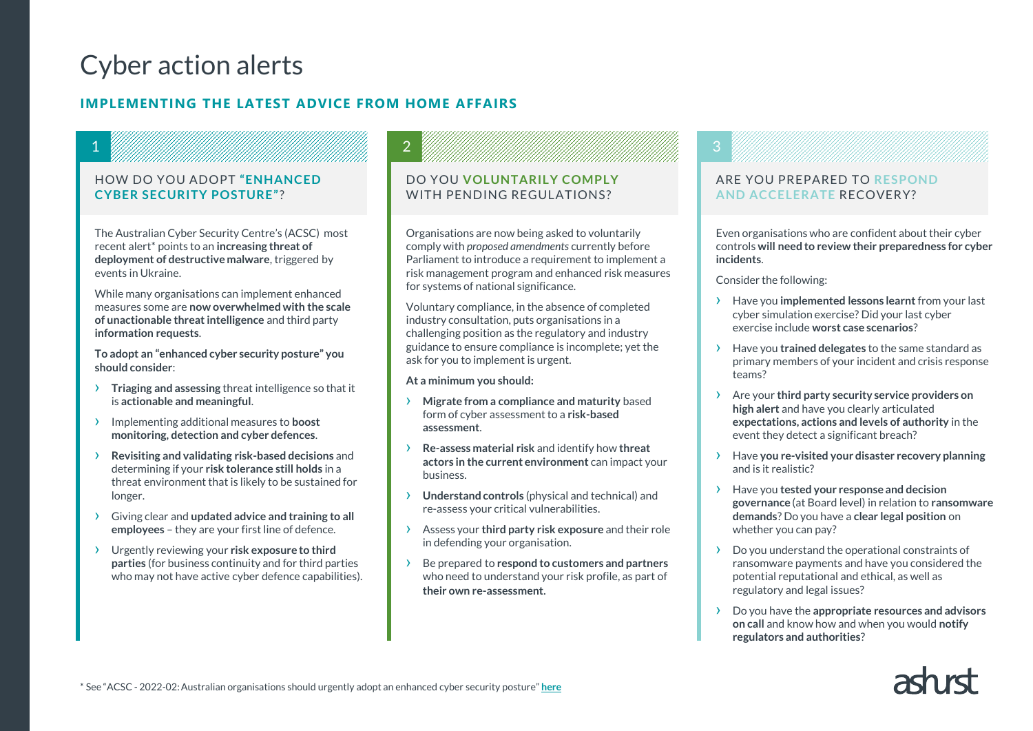# Cyber action alerts

## IMPLEMENTING THE LATEST ADVICE FROM HOME AFFAIRS

### 1

### HOW DO YOU ADOPT "ENHANCED CYBER SECURITY POSTURE"?

The Australian Cyber Security Centre's (ACSC) most recent alert* points to an **increasing threat of deployment of destructive malware**, triggered by events in Ukraine.

While many organisations can implement enhanced measures some are **now overwhelmed with the scale of unactionable threat intelligence** and third party **information requests**.

**To adopt an "enhanced cyber security posture" you should consider**:

- **Triaging and assessing** threat intelligence so that it is **actionable and meaningful**.
- Implementing additional measures to **boost monitoring, detection and cyber defences**.
- **Revisiting and validating risk-based decisions** and determining if your **risk tolerance still holds** in a threat environment that is likely to be sustained for longer.
- Giving clear and **updated advice and training to all employees** – they are your first line of defence.
- Urgently reviewing your **risk exposure to third parties** (for business continuity and for third parties who may not have active cyber defence capabilities).

### 2

### DO YOU VOLUNTARILY COMPLY WITH PENDING REGULATIONS?

Organisations are now being asked to voluntarily comply with *proposed amendments* currently before Parliament to introduce a requirement to implement a risk management program and enhanced risk measures for systems of national significance.

Voluntary compliance, in the absence of completed industry consultation, puts organisations in a challenging position as the regulatory and industry guidance to ensure compliance is incomplete; yet the ask for you to implement is urgent.

**At a minimum you should:**

- **Migrate from a compliance and maturity** based form of cyber assessment to a **risk-based assessment**.
- **Re-assess material risk** and identify how **threat actors in the current environment** can impact your business.
- **Understand controls** (physical and technical) and re-assess your critical vulnerabilities.
- Assess your **third party risk exposure** and their role in defending your organisation.
- Be prepared to **respond to customers and partners** who need to understand your risk profile, as part of **their own re-assessment.**

### 3

### ARE YOU PREPARED TO RESPOND AND ACCELERATE RECOVERY?

Even organisations who are confident about their cyber controls **will need to review their preparedness for cyber incidents**.

Consider the following:

- Have you **implemented lessons learnt** from your last cyber simulation exercise? Did your last cyber exercise include **worst case scenarios**?
- Have you **trained delegates** to the same standard as primary members of your incident and crisis response teams?
- Are your **third party security service providers on high alert** and have you clearly articulated **expectations, actions and levels of authority** in the event they detect a significant breach?
- Have **you re-visited your disaster recovery planning** and is it realistic?
- Have you **tested your response and decision governance** (at Board level) in relation to **ransomware demands**? Do you have a **clear legal position** on whether you can pay?
- Do you understand the operational constraints of ransomware payments and have you considered the potential reputational and ethical, as well as regulatory and legal issues?
- Do you have the **appropriate resources and advisors on call** and know how and when you would **notify regulators and authorities**?

* See "ACSC - 2022-02: Australian organisations should urgently adopt an enhanced cyber security posture" **here**

ashurst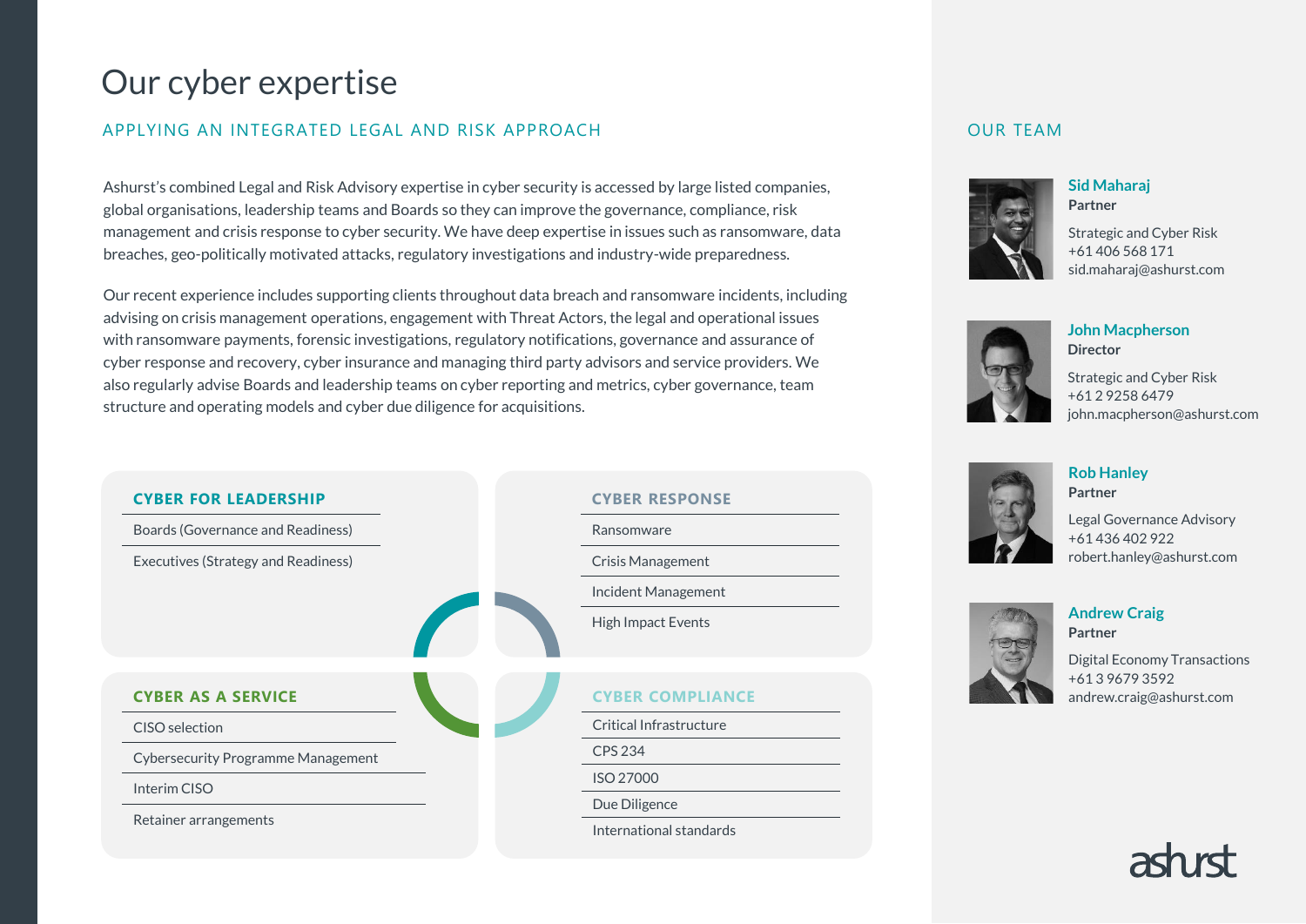# Our cyber expertise

## APPLYING AN INTEGRATED LEGAL AND RISK APPROACH

Ashurst's combined Legal and Risk Advisory expertise in cyber security is accessed by large listed companies, global organisations, leadership teams and Boards so they can improve the governance, compliance, risk management and crisis response to cyber security. We have deep expertise in issues such as ransomware, data breaches, geo-politically motivated attacks, regulatory investigations and industry-wide preparedness.

Our recent experience includes supporting clients throughout data breach and ransomware incidents, including advising on crisis management operations, engagement with Threat Actors, the legal and operational issues with ransomware payments, forensic investigations, regulatory notifications, governance and assurance of cyber response and recovery, cyber insurance and managing third party advisors and service providers. We also regularly advise Boards and leadership teams on cyber reporting and metrics, cyber governance, team structure and operating models and cyber due diligence for acquisitions.

### CYBER FOR LEADERSHIP

- Boards (Governance and Readiness)
- Executives (Strategy and Readiness)

### CYBER RESPONSE

- Ransomware
- Crisis Management
- Incident Management
- High Impact Events

### CYBER AS A SERVICE

- CISO selection
- Cybersecurity Programme Management
- Interim CISO
- Retainer arrangements

### CYBER COMPLIANCE

- Critical Infrastructure
- CPS 234
- ISO 27000
- Due Diligence
- International standards

## OUR TEAM

**Sid Maharaj**
**Partner**
Strategic and Cyber Risk
+61 406 568 171
sid.maharaj@ashurst.com

**John Macpherson**
**Director**
Strategic and Cyber Risk
+61 2 9258 6479
john.macpherson@ashurst.com

**Rob Hanley**
**Partner**
Legal Governance Advisory
+61 436 402 922
robert.hanley@ashurst.com

**Andrew Craig**
**Partner**
Digital Economy Transactions
+61 3 9679 3592
andrew.craig@ashurst.com

ashurst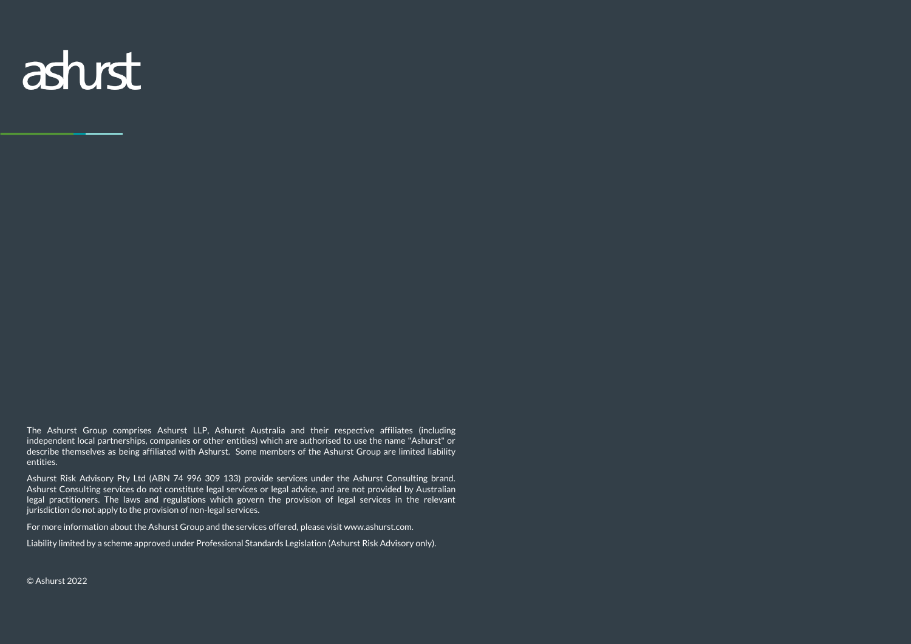ashurst

The Ashurst Group comprises Ashurst LLP, Ashurst Australia and their respective affiliates (including independent local partnerships, companies or other entities) which are authorised to use the name "Ashurst" or describe themselves as being affiliated with Ashurst. Some members of the Ashurst Group are limited liability entities.

Ashurst Risk Advisory Pty Ltd (ABN 74 996 309 133) provide services under the Ashurst Consulting brand. Ashurst Consulting services do not constitute legal services or legal advice, and are not provided by Australian legal practitioners. The laws and regulations which govern the provision of legal services in the relevant jurisdiction do not apply to the provision of non-legal services.

For more information about the Ashurst Group and the services offered, please visit www.ashurst.com.

Liability limited by a scheme approved under Professional Standards Legislation (Ashurst Risk Advisory only).

© Ashurst 2022